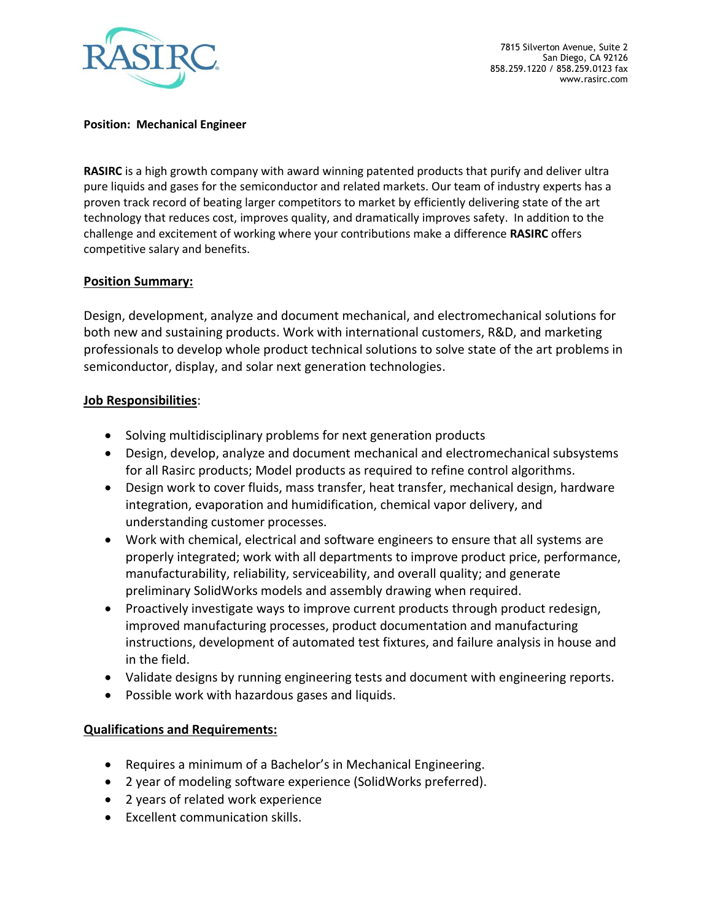RASIRC

7815 Silverton Avenue, Suite 2
San Diego, CA 92126
858.259.1220 / 858.259.0123 fax
www.rasirc.com

**Position: Mechanical Engineer**

**RASIRC** is a high growth company with award winning patented products that purify and deliver ultra pure liquids and gases for the semiconductor and related markets. Our team of industry experts has a proven track record of beating larger competitors to market by efficiently delivering state of the art technology that reduces cost, improves quality, and dramatically improves safety. In addition to the challenge and excitement of working where your contributions make a difference **RASIRC** offers competitive salary and benefits.

## Position Summary:

Design, development, analyze and document mechanical, and electromechanical solutions for both new and sustaining products. Work with international customers, R&D, and marketing professionals to develop whole product technical solutions to solve state of the art problems in semiconductor, display, and solar next generation technologies.

## Job Responsibilities:

- Solving multidisciplinary problems for next generation products
- Design, develop, analyze and document mechanical and electromechanical subsystems for all Rasirc products; Model products as required to refine control algorithms.
- Design work to cover fluids, mass transfer, heat transfer, mechanical design, hardware integration, evaporation and humidification, chemical vapor delivery, and understanding customer processes.
- Work with chemical, electrical and software engineers to ensure that all systems are properly integrated; work with all departments to improve product price, performance, manufacturability, reliability, serviceability, and overall quality; and generate preliminary SolidWorks models and assembly drawing when required.
- Proactively investigate ways to improve current products through product redesign, improved manufacturing processes, product documentation and manufacturing instructions, development of automated test fixtures, and failure analysis in house and in the field.
- Validate designs by running engineering tests and document with engineering reports.
- Possible work with hazardous gases and liquids.

## Qualifications and Requirements:

- Requires a minimum of a Bachelor's in Mechanical Engineering.
- 2 year of modeling software experience (SolidWorks preferred).
- 2 years of related work experience
- Excellent communication skills.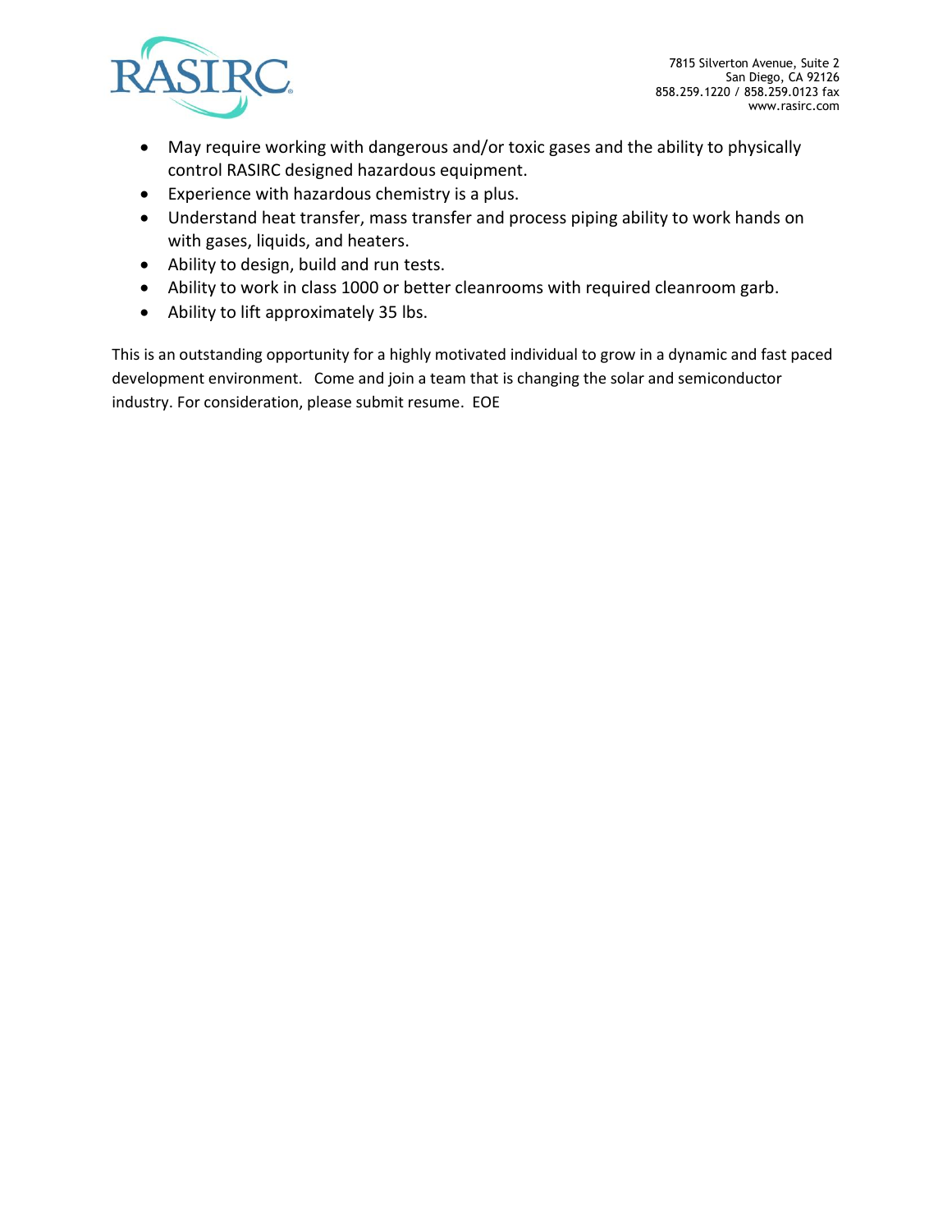- May require working with dangerous and/or toxic gases and the ability to physically control RASIRC designed hazardous equipment.
- Experience with hazardous chemistry is a plus.
- Understand heat transfer, mass transfer and process piping ability to work hands on with gases, liquids, and heaters.
- Ability to design, build and run tests.
- Ability to work in class 1000 or better cleanrooms with required cleanroom garb.
- Ability to lift approximately 35 lbs.

This is an outstanding opportunity for a highly motivated individual to grow in a dynamic and fast paced development environment. Come and join a team that is changing the solar and semiconductor industry. For consideration, please submit resume. EOE